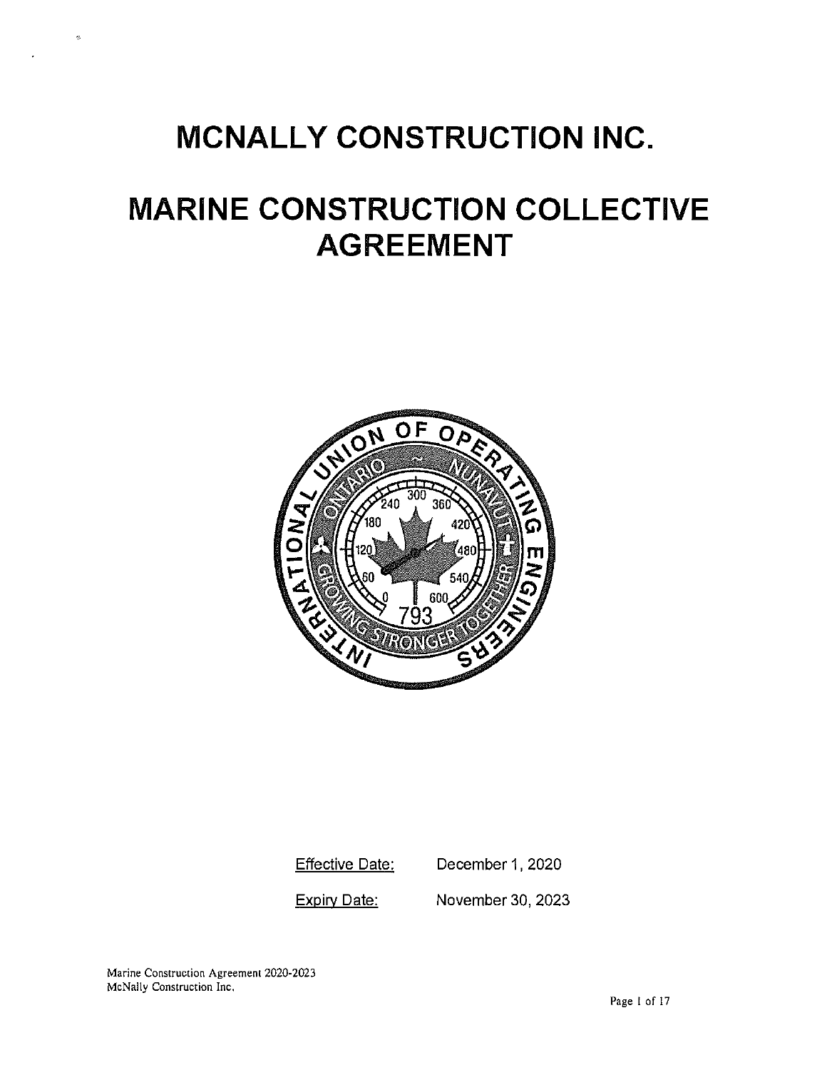# MCNALLY CONSTRUCTION INC.

# MARINE CONSTRUCTION COLLECTIVE AGREEMENT

Effective Date: December 1, 2020

Expiry Date: November 30, 2023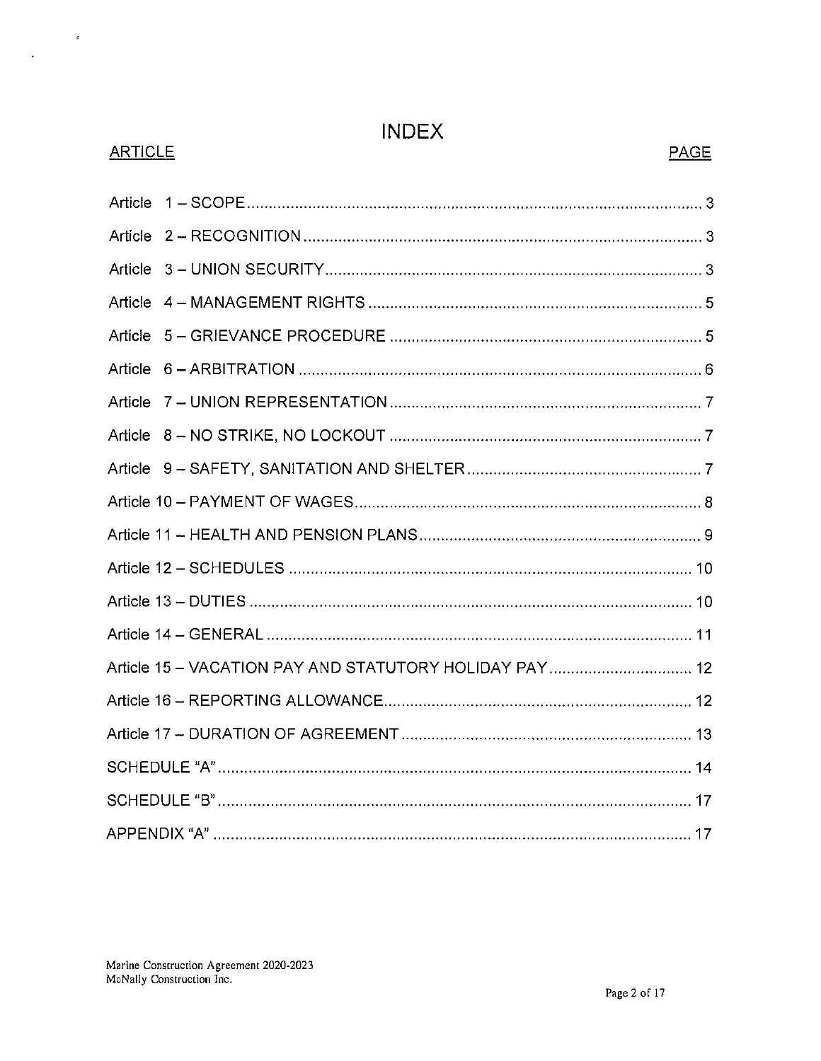# INDEX

| ARTICLE | PAGE |
|---|---|
| Article 1 – SCOPE | 3 |
| Article 2 – RECOGNITION | 3 |
| Article 3 – UNION SECURITY | 3 |
| Article 4 – MANAGEMENT RIGHTS | 5 |
| Article 5 – GRIEVANCE PROCEDURE | 5 |
| Article 6 – ARBITRATION | 6 |
| Article 7 – UNION REPRESENTATION | 7 |
| Article 8 – NO STRIKE, NO LOCKOUT | 7 |
| Article 9 – SAFETY, SANITATION AND SHELTER | 7 |
| Article 10 – PAYMENT OF WAGES | 8 |
| Article 11 – HEALTH AND PENSION PLANS | 9 |
| Article 12 – SCHEDULES | 10 |
| Article 13 – DUTIES | 10 |
| Article 14 – GENERAL | 11 |
| Article 15 – VACATION PAY AND STATUTORY HOLIDAY PAY | 12 |
| Article 16 – REPORTING ALLOWANCE | 12 |
| Article 17 – DURATION OF AGREEMENT | 13 |
| SCHEDULE "A" | 14 |
| SCHEDULE "B" | 17 |
| APPENDIX "A" | 17 |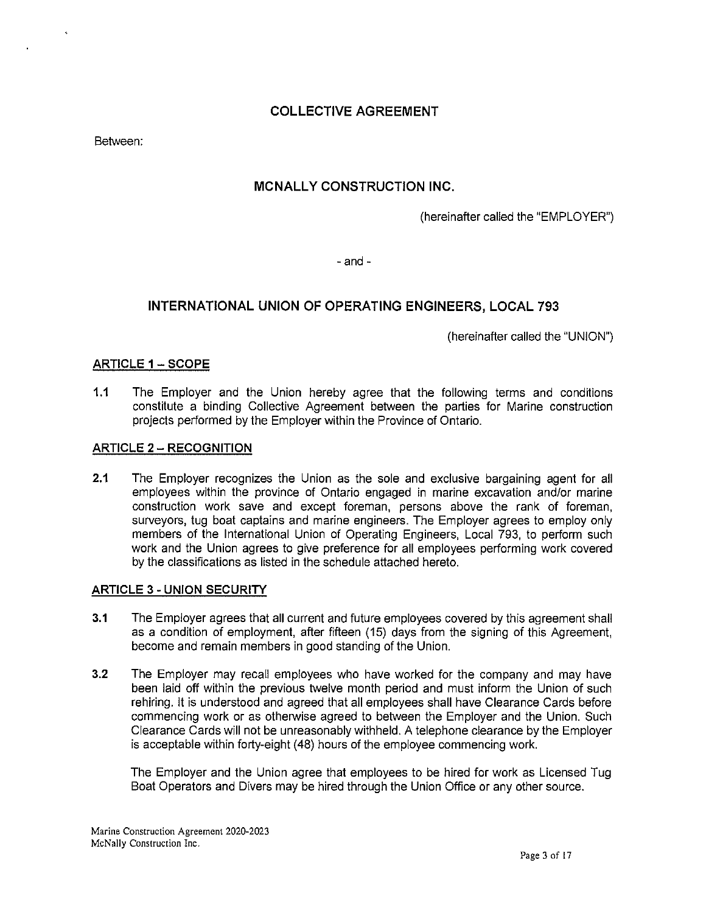# COLLECTIVE AGREEMENT

Between:

## MCNALLY CONSTRUCTION INC.

(hereinafter called the "EMPLOYER")

\- and -

## INTERNATIONAL UNION OF OPERATING ENGINEERS, LOCAL 793

(hereinafter called the "UNION")

### ARTICLE 1 – SCOPE

**1.1** The Employer and the Union hereby agree that the following terms and conditions constitute a binding Collective Agreement between the parties for Marine construction projects performed by the Employer within the Province of Ontario.

### ARTICLE 2 – RECOGNITION

**2.1** The Employer recognizes the Union as the sole and exclusive bargaining agent for all employees within the province of Ontario engaged in marine excavation and/or marine construction work save and except foreman, persons above the rank of foreman, surveyors, tug boat captains and marine engineers. The Employer agrees to employ only members of the International Union of Operating Engineers, Local 793, to perform such work and the Union agrees to give preference for all employees performing work covered by the classifications as listed in the schedule attached hereto.

### ARTICLE 3 - UNION SECURITY

**3.1** The Employer agrees that all current and future employees covered by this agreement shall as a condition of employment, after fifteen (15) days from the signing of this Agreement, become and remain members in good standing of the Union.

**3.2** The Employer may recall employees who have worked for the company and may have been laid off within the previous twelve month period and must inform the Union of such rehiring. It is understood and agreed that all employees shall have Clearance Cards before commencing work or as otherwise agreed to between the Employer and the Union. Such Clearance Cards will not be unreasonably withheld. A telephone clearance by the Employer is acceptable within forty-eight (48) hours of the employee commencing work.

The Employer and the Union agree that employees to be hired for work as Licensed Tug Boat Operators and Divers may be hired through the Union Office or any other source.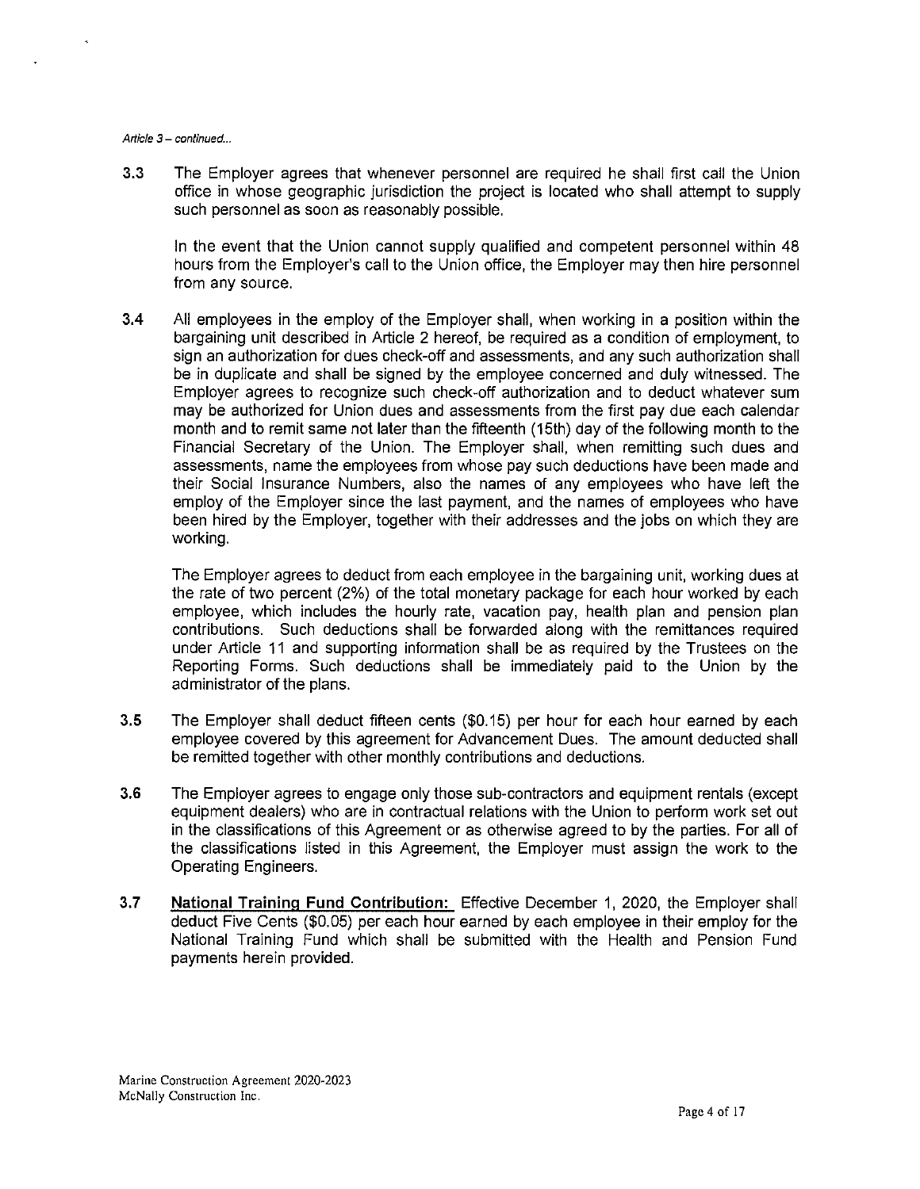*Article 3 – continued...*

**3.3** The Employer agrees that whenever personnel are required he shall first call the Union office in whose geographic jurisdiction the project is located who shall attempt to supply such personnel as soon as reasonably possible.

In the event that the Union cannot supply qualified and competent personnel within 48 hours from the Employer's call to the Union office, the Employer may then hire personnel from any source.

**3.4** All employees in the employ of the Employer shall, when working in a position within the bargaining unit described in Article 2 hereof, be required as a condition of employment, to sign an authorization for dues check-off and assessments, and any such authorization shall be in duplicate and shall be signed by the employee concerned and duly witnessed. The Employer agrees to recognize such check-off authorization and to deduct whatever sum may be authorized for Union dues and assessments from the first pay due each calendar month and to remit same not later than the fifteenth (15th) day of the following month to the Financial Secretary of the Union. The Employer shall, when remitting such dues and assessments, name the employees from whose pay such deductions have been made and their Social Insurance Numbers, also the names of any employees who have left the employ of the Employer since the last payment, and the names of employees who have been hired by the Employer, together with their addresses and the jobs on which they are working.

The Employer agrees to deduct from each employee in the bargaining unit, working dues at the rate of two percent (2%) of the total monetary package for each hour worked by each employee, which includes the hourly rate, vacation pay, health plan and pension plan contributions. Such deductions shall be forwarded along with the remittances required under Article 11 and supporting information shall be as required by the Trustees on the Reporting Forms. Such deductions shall be immediately paid to the Union by the administrator of the plans.

**3.5** The Employer shall deduct fifteen cents ($0.15) per hour for each hour earned by each employee covered by this agreement for Advancement Dues. The amount deducted shall be remitted together with other monthly contributions and deductions.

**3.6** The Employer agrees to engage only those sub-contractors and equipment rentals (except equipment dealers) who are in contractual relations with the Union to perform work set out in the classifications of this Agreement or as otherwise agreed to by the parties. For all of the classifications listed in this Agreement, the Employer must assign the work to the Operating Engineers.

**3.7** **National Training Fund Contribution:** Effective December 1, 2020, the Employer shall deduct Five Cents ($0.05) per each hour earned by each employee in their employ for the National Training Fund which shall be submitted with the Health and Pension Fund payments herein provided.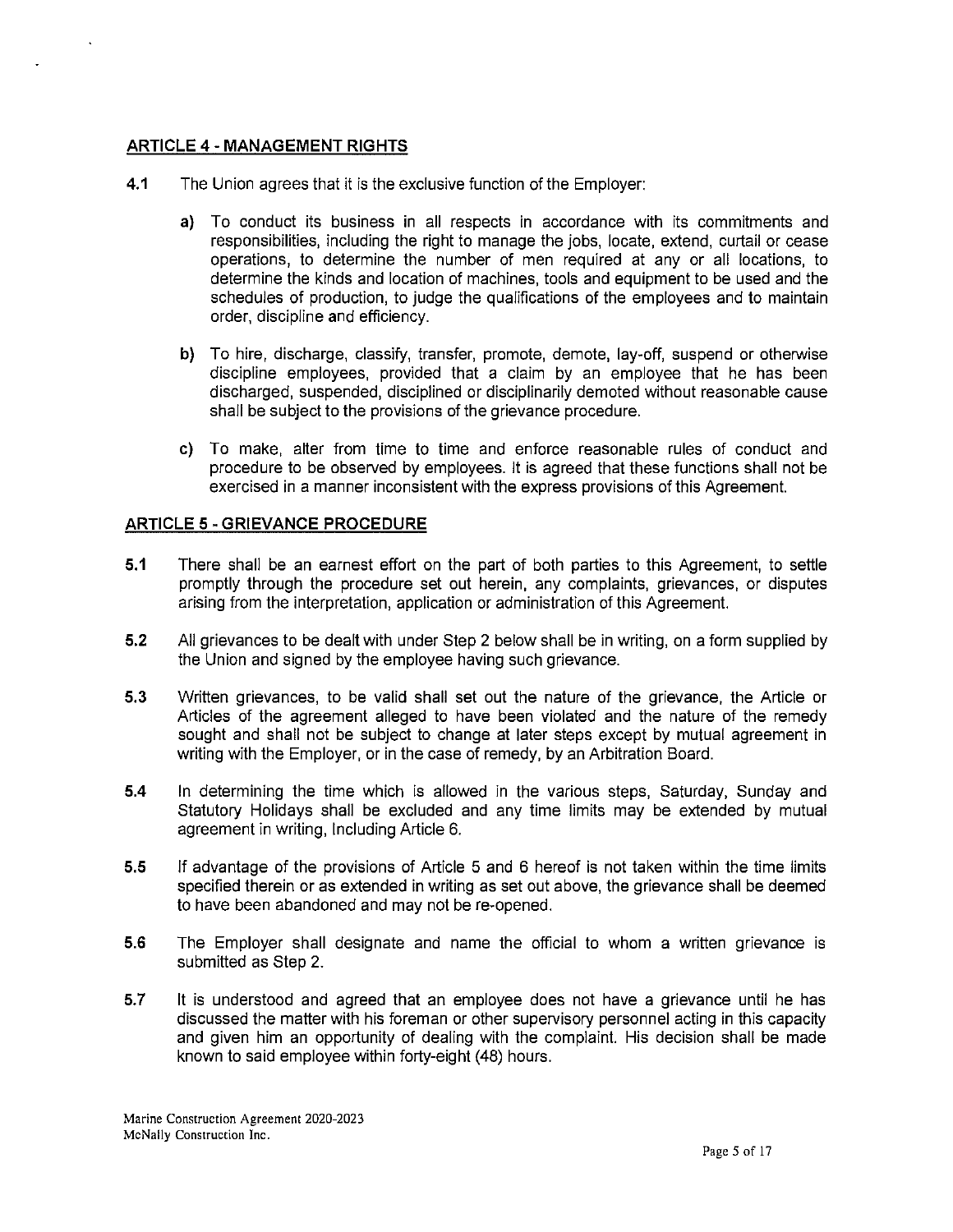## ARTICLE 4 - MANAGEMENT RIGHTS

**4.1** The Union agrees that it is the exclusive function of the Employer:

**a)** To conduct its business in all respects in accordance with its commitments and responsibilities, including the right to manage the jobs, locate, extend, curtail or cease operations, to determine the number of men required at any or all locations, to determine the kinds and location of machines, tools and equipment to be used and the schedules of production, to judge the qualifications of the employees and to maintain order, discipline and efficiency.

**b)** To hire, discharge, classify, transfer, promote, demote, lay-off, suspend or otherwise discipline employees, provided that a claim by an employee that he has been discharged, suspended, disciplined or disciplinarily demoted without reasonable cause shall be subject to the provisions of the grievance procedure.

**c)** To make, alter from time to time and enforce reasonable rules of conduct and procedure to be observed by employees. It is agreed that these functions shall not be exercised in a manner inconsistent with the express provisions of this Agreement.

## ARTICLE 5 - GRIEVANCE PROCEDURE

**5.1** There shall be an earnest effort on the part of both parties to this Agreement, to settle promptly through the procedure set out herein, any complaints, grievances, or disputes arising from the interpretation, application or administration of this Agreement.

**5.2** All grievances to be dealt with under Step 2 below shall be in writing, on a form supplied by the Union and signed by the employee having such grievance.

**5.3** Written grievances, to be valid shall set out the nature of the grievance, the Article or Articles of the agreement alleged to have been violated and the nature of the remedy sought and shall not be subject to change at later steps except by mutual agreement in writing with the Employer, or in the case of remedy, by an Arbitration Board.

**5.4** In determining the time which is allowed in the various steps, Saturday, Sunday and Statutory Holidays shall be excluded and any time limits may be extended by mutual agreement in writing, Including Article 6.

**5.5** If advantage of the provisions of Article 5 and 6 hereof is not taken within the time limits specified therein or as extended in writing as set out above, the grievance shall be deemed to have been abandoned and may not be re-opened.

**5.6** The Employer shall designate and name the official to whom a written grievance is submitted as Step 2.

**5.7** It is understood and agreed that an employee does not have a grievance until he has discussed the matter with his foreman or other supervisory personnel acting in this capacity and given him an opportunity of dealing with the complaint. His decision shall be made known to said employee within forty-eight (48) hours.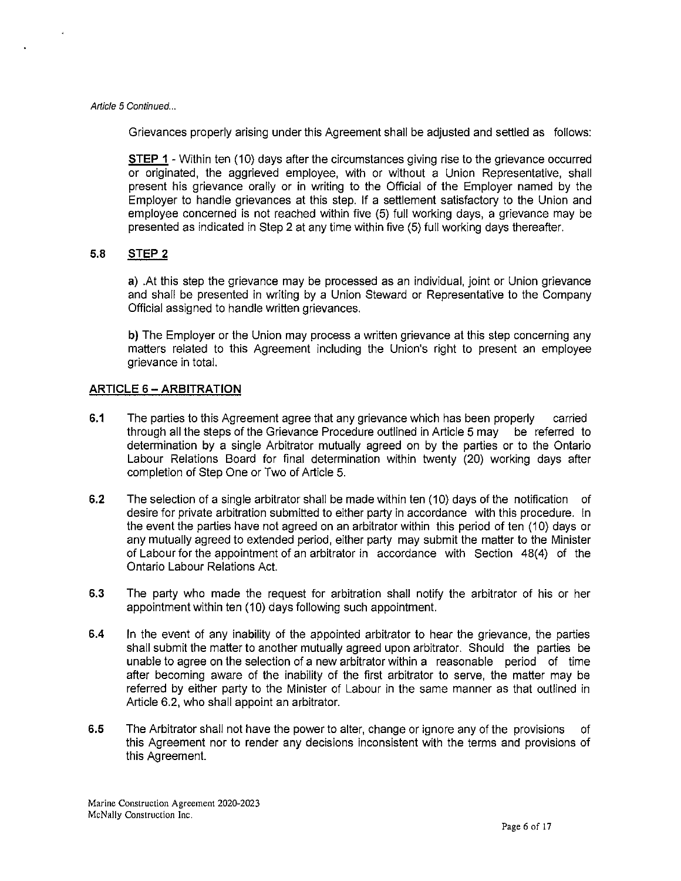*Article 5 Continued...*

Grievances properly arising under this Agreement shall be adjusted and settled as follows:

**STEP 1** - Within ten (10) days after the circumstances giving rise to the grievance occurred or originated, the aggrieved employee, with or without a Union Representative, shall present his grievance orally or in writing to the Official of the Employer named by the Employer to handle grievances at this step. If a settlement satisfactory to the Union and employee concerned is not reached within five (5) full working days, a grievance may be presented as indicated in Step 2 at any time within five (5) full working days thereafter.

**5.8 STEP 2**

**a)** .At this step the grievance may be processed as an individual, joint or Union grievance and shall be presented in writing by a Union Steward or Representative to the Company Official assigned to handle written grievances.

**b)** The Employer or the Union may process a written grievance at this step concerning any matters related to this Agreement including the Union's right to present an employee grievance in total.

## ARTICLE 6 – ARBITRATION

**6.1** The parties to this Agreement agree that any grievance which has been properly carried through all the steps of the Grievance Procedure outlined in Article 5 may be referred to determination by a single Arbitrator mutually agreed on by the parties or to the Ontario Labour Relations Board for final determination within twenty (20) working days after completion of Step One or Two of Article 5.

**6.2** The selection of a single arbitrator shall be made within ten (10) days of the notification of desire for private arbitration submitted to either party in accordance with this procedure. In the event the parties have not agreed on an arbitrator within this period of ten (10) days or any mutually agreed to extended period, either party may submit the matter to the Minister of Labour for the appointment of an arbitrator in accordance with Section 48(4) of the Ontario Labour Relations Act.

**6.3** The party who made the request for arbitration shall notify the arbitrator of his or her appointment within ten (10) days following such appointment.

**6.4** In the event of any inability of the appointed arbitrator to hear the grievance, the parties shall submit the matter to another mutually agreed upon arbitrator. Should the parties be unable to agree on the selection of a new arbitrator within a reasonable period of time after becoming aware of the inability of the first arbitrator to serve, the matter may be referred by either party to the Minister of Labour in the same manner as that outlined in Article 6.2, who shall appoint an arbitrator.

**6.5** The Arbitrator shall not have the power to alter, change or ignore any of the provisions of this Agreement nor to render any decisions inconsistent with the terms and provisions of this Agreement.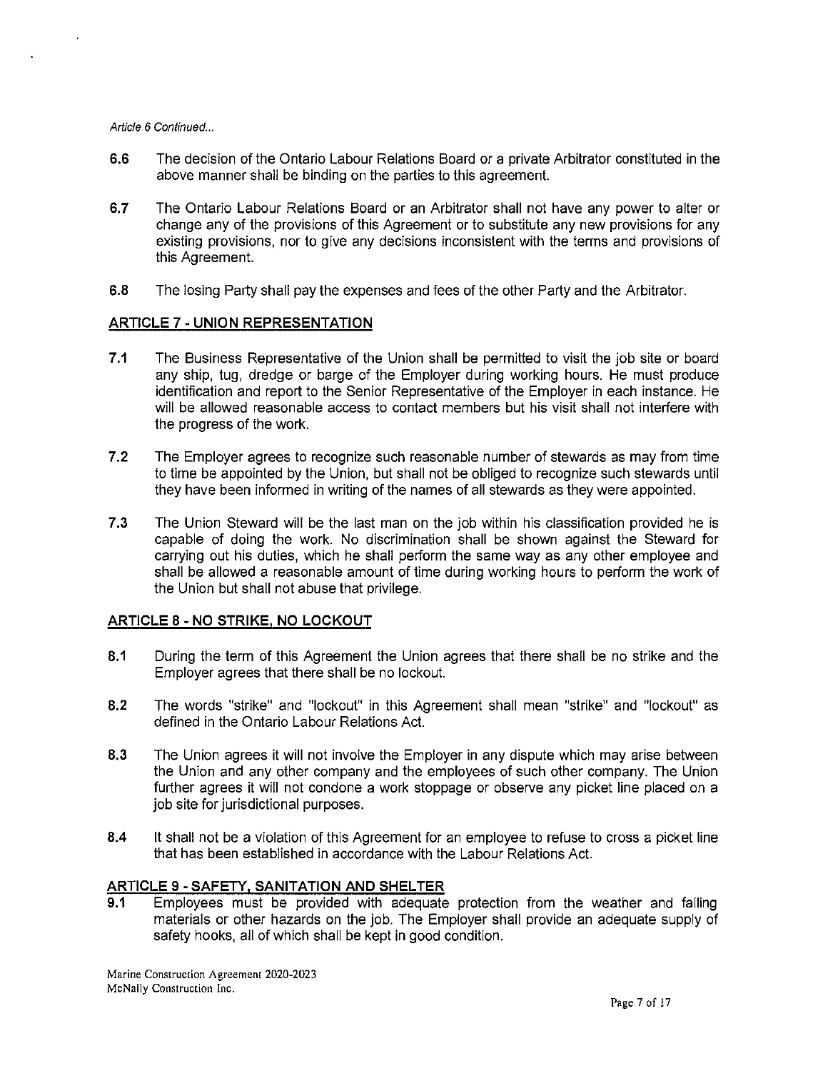*Article 6 Continued...*

**6.6** The decision of the Ontario Labour Relations Board or a private Arbitrator constituted in the above manner shall be binding on the parties to this agreement.

**6.7** The Ontario Labour Relations Board or an Arbitrator shall not have any power to alter or change any of the provisions of this Agreement or to substitute any new provisions for any existing provisions, nor to give any decisions inconsistent with the terms and provisions of this Agreement.

**6.8** The losing Party shall pay the expenses and fees of the other Party and the Arbitrator.

## ARTICLE 7 - UNION REPRESENTATION

**7.1** The Business Representative of the Union shall be permitted to visit the job site or board any ship, tug, dredge or barge of the Employer during working hours. He must produce identification and report to the Senior Representative of the Employer in each instance. He will be allowed reasonable access to contact members but his visit shall not interfere with the progress of the work.

**7.2** The Employer agrees to recognize such reasonable number of stewards as may from time to time be appointed by the Union, but shall not be obliged to recognize such stewards until they have been informed in writing of the names of all stewards as they were appointed.

**7.3** The Union Steward will be the last man on the job within his classification provided he is capable of doing the work. No discrimination shall be shown against the Steward for carrying out his duties, which he shall perform the same way as any other employee and shall be allowed a reasonable amount of time during working hours to perform the work of the Union but shall not abuse that privilege.

## ARTICLE 8 - NO STRIKE, NO LOCKOUT

**8.1** During the term of this Agreement the Union agrees that there shall be no strike and the Employer agrees that there shall be no lockout.

**8.2** The words "strike" and "lockout" in this Agreement shall mean "strike" and "lockout" as defined in the Ontario Labour Relations Act.

**8.3** The Union agrees it will not involve the Employer in any dispute which may arise between the Union and any other company and the employees of such other company. The Union further agrees it will not condone a work stoppage or observe any picket line placed on a job site for jurisdictional purposes.

**8.4** It shall not be a violation of this Agreement for an employee to refuse to cross a picket line that has been established in accordance with the Labour Relations Act.

## ARTICLE 9 - SAFETY, SANITATION AND SHELTER

**9.1** Employees must be provided with adequate protection from the weather and falling materials or other hazards on the job. The Employer shall provide an adequate supply of safety hooks, all of which shall be kept in good condition.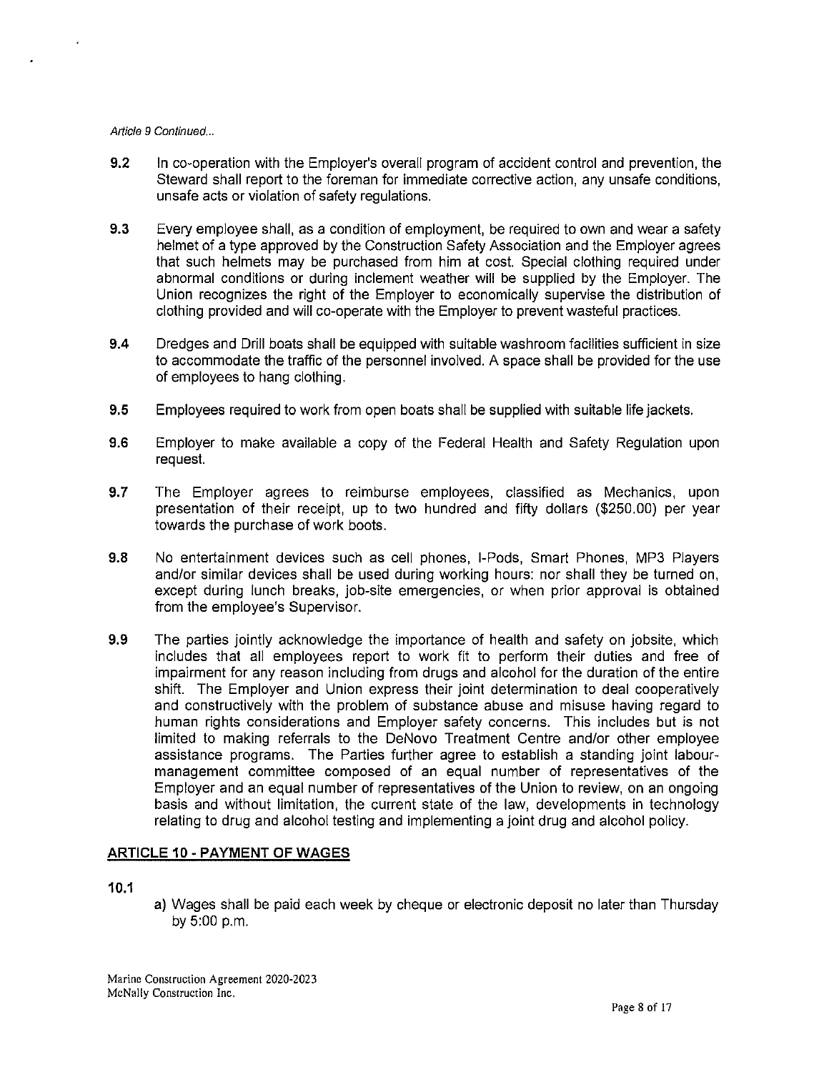*Article 9 Continued...*

**9.2** In co-operation with the Employer's overall program of accident control and prevention, the Steward shall report to the foreman for immediate corrective action, any unsafe conditions, unsafe acts or violation of safety regulations.

**9.3** Every employee shall, as a condition of employment, be required to own and wear a safety helmet of a type approved by the Construction Safety Association and the Employer agrees that such helmets may be purchased from him at cost. Special clothing required under abnormal conditions or during inclement weather will be supplied by the Employer. The Union recognizes the right of the Employer to economically supervise the distribution of clothing provided and will co-operate with the Employer to prevent wasteful practices.

**9.4** Dredges and Drill boats shall be equipped with suitable washroom facilities sufficient in size to accommodate the traffic of the personnel involved. A space shall be provided for the use of employees to hang clothing.

**9.5** Employees required to work from open boats shall be supplied with suitable life jackets.

**9.6** Employer to make available a copy of the Federal Health and Safety Regulation upon request.

**9.7** The Employer agrees to reimburse employees, classified as Mechanics, upon presentation of their receipt, up to two hundred and fifty dollars ($250.00) per year towards the purchase of work boots.

**9.8** No entertainment devices such as cell phones, I-Pods, Smart Phones, MP3 Players and/or similar devices shall be used during working hours: nor shall they be turned on, except during lunch breaks, job-site emergencies, or when prior approval is obtained from the employee's Supervisor.

**9.9** The parties jointly acknowledge the importance of health and safety on jobsite, which includes that all employees report to work fit to perform their duties and free of impairment for any reason including from drugs and alcohol for the duration of the entire shift. The Employer and Union express their joint determination to deal cooperatively and constructively with the problem of substance abuse and misuse having regard to human rights considerations and Employer safety concerns. This includes but is not limited to making referrals to the DeNovo Treatment Centre and/or other employee assistance programs. The Parties further agree to establish a standing joint labour-management committee composed of an equal number of representatives of the Employer and an equal number of representatives of the Union to review, on an ongoing basis and without limitation, the current state of the law, developments in technology relating to drug and alcohol testing and implementing a joint drug and alcohol policy.

## ARTICLE 10 - PAYMENT OF WAGES

**10.1**

a) Wages shall be paid each week by cheque or electronic deposit no later than Thursday by 5:00 p.m.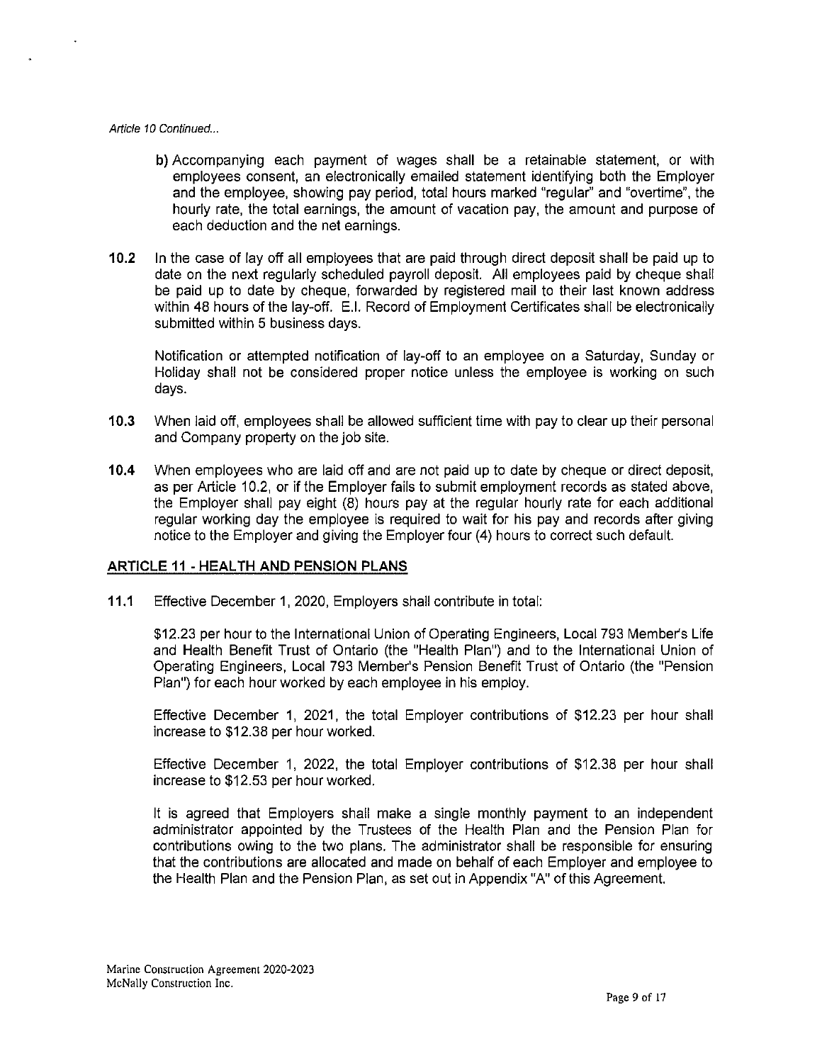*Article 10 Continued...*

b) Accompanying each payment of wages shall be a retainable statement, or with employees consent, an electronically emailed statement identifying both the Employer and the employee, showing pay period, total hours marked "regular" and "overtime", the hourly rate, the total earnings, the amount of vacation pay, the amount and purpose of each deduction and the net earnings.

**10.2** In the case of lay off all employees that are paid through direct deposit shall be paid up to date on the next regularly scheduled payroll deposit. All employees paid by cheque shall be paid up to date by cheque, forwarded by registered mail to their last known address within 48 hours of the lay-off. E.I. Record of Employment Certificates shall be electronically submitted within 5 business days.

Notification or attempted notification of lay-off to an employee on a Saturday, Sunday or Holiday shall not be considered proper notice unless the employee is working on such days.

**10.3** When laid off, employees shall be allowed sufficient time with pay to clear up their personal and Company property on the job site.

**10.4** When employees who are laid off and are not paid up to date by cheque or direct deposit, as per Article 10.2, or if the Employer fails to submit employment records as stated above, the Employer shall pay eight (8) hours pay at the regular hourly rate for each additional regular working day the employee is required to wait for his pay and records after giving notice to the Employer and giving the Employer four (4) hours to correct such default.

## ARTICLE 11 - HEALTH AND PENSION PLANS

**11.1** Effective December 1, 2020, Employers shall contribute in total:

$12.23 per hour to the International Union of Operating Engineers, Local 793 Member's Life and Health Benefit Trust of Ontario (the "Health Plan") and to the International Union of Operating Engineers, Local 793 Member's Pension Benefit Trust of Ontario (the "Pension Plan") for each hour worked by each employee in his employ.

Effective December 1, 2021, the total Employer contributions of $12.23 per hour shall increase to $12.38 per hour worked.

Effective December 1, 2022, the total Employer contributions of $12.38 per hour shall increase to $12.53 per hour worked.

It is agreed that Employers shall make a single monthly payment to an independent administrator appointed by the Trustees of the Health Plan and the Pension Plan for contributions owing to the two plans. The administrator shall be responsible for ensuring that the contributions are allocated and made on behalf of each Employer and employee to the Health Plan and the Pension Plan, as set out in Appendix "A" of this Agreement.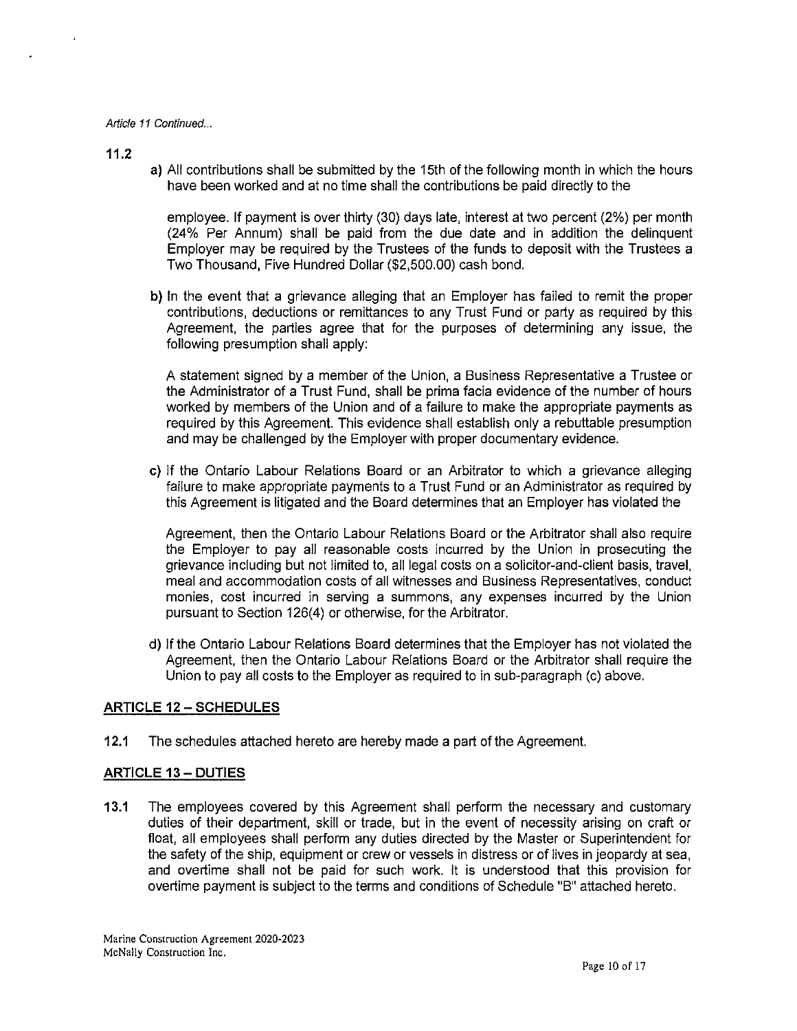*Article 11 Continued...*

**11.2**

**a)** All contributions shall be submitted by the 15th of the following month in which the hours have been worked and at no time shall the contributions be paid directly to the

employee. If payment is over thirty (30) days late, interest at two percent (2%) per month (24% Per Annum) shall be paid from the due date and in addition the delinquent Employer may be required by the Trustees of the funds to deposit with the Trustees a Two Thousand, Five Hundred Dollar ($2,500.00) cash bond.

**b)** In the event that a grievance alleging that an Employer has failed to remit the proper contributions, deductions or remittances to any Trust Fund or party as required by this Agreement, the parties agree that for the purposes of determining any issue, the following presumption shall apply:

A statement signed by a member of the Union, a Business Representative a Trustee or the Administrator of a Trust Fund, shall be prima facia evidence of the number of hours worked by members of the Union and of a failure to make the appropriate payments as required by this Agreement. This evidence shall establish only a rebuttable presumption and may be challenged by the Employer with proper documentary evidence.

**c)** If the Ontario Labour Relations Board or an Arbitrator to which a grievance alleging failure to make appropriate payments to a Trust Fund or an Administrator as required by this Agreement is litigated and the Board determines that an Employer has violated the

Agreement, then the Ontario Labour Relations Board or the Arbitrator shall also require the Employer to pay all reasonable costs incurred by the Union in prosecuting the grievance including but not limited to, all legal costs on a solicitor-and-client basis, travel, meal and accommodation costs of all witnesses and Business Representatives, conduct monies, cost incurred in serving a summons, any expenses incurred by the Union pursuant to Section 126(4) or otherwise, for the Arbitrator.

d) If the Ontario Labour Relations Board determines that the Employer has not violated the Agreement, then the Ontario Labour Relations Board or the Arbitrator shall require the Union to pay all costs to the Employer as required to in sub-paragraph (c) above.

## ARTICLE 12 – SCHEDULES

**12.1** The schedules attached hereto are hereby made a part of the Agreement.

## ARTICLE 13 – DUTIES

**13.1** The employees covered by this Agreement shall perform the necessary and customary duties of their department, skill or trade, but in the event of necessity arising on craft or float, all employees shall perform any duties directed by the Master or Superintendent for the safety of the ship, equipment or crew or vessels in distress or of lives in jeopardy at sea, and overtime shall not be paid for such work. It is understood that this provision for overtime payment is subject to the terms and conditions of Schedule "B" attached hereto.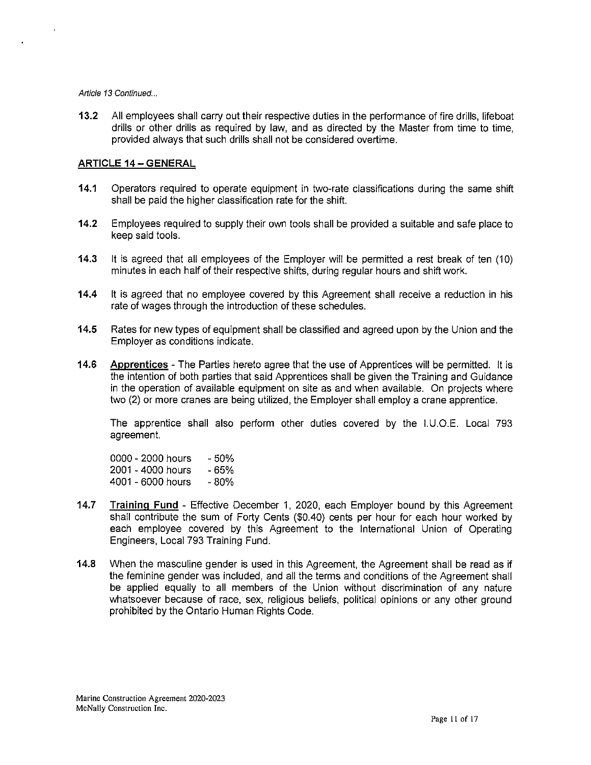*Article 13 Continued...*

**13.2** All employees shall carry out their respective duties in the performance of fire drills, lifeboat drills or other drills as required by law, and as directed by the Master from time to time, provided always that such drills shall not be considered overtime.

## ARTICLE 14 – GENERAL

**14.1** Operators required to operate equipment in two-rate classifications during the same shift shall be paid the higher classification rate for the shift.

**14.2** Employees required to supply their own tools shall be provided a suitable and safe place to keep said tools.

**14.3** It is agreed that all employees of the Employer will be permitted a rest break of ten (10) minutes in each half of their respective shifts, during regular hours and shift work.

**14.4** It is agreed that no employee covered by this Agreement shall receive a reduction in his rate of wages through the introduction of these schedules.

**14.5** Rates for new types of equipment shall be classified and agreed upon by the Union and the Employer as conditions indicate.

**14.6** **Apprentices** - The Parties hereto agree that the use of Apprentices will be permitted. It is the intention of both parties that said Apprentices shall be given the Training and Guidance in the operation of available equipment on site as and when available. On projects where two (2) or more cranes are being utilized, the Employer shall employ a crane apprentice.

The apprentice shall also perform other duties covered by the I.U.O.E. Local 793 agreement.

| | |
|---|---|
| 0000 - 2000 hours | - 50% |
| 2001 - 4000 hours | - 65% |
| 4001 - 6000 hours | - 80% |

**14.7** **Training Fund** - Effective December 1, 2020, each Employer bound by this Agreement shall contribute the sum of Forty Cents ($0.40) cents per hour for each hour worked by each employee covered by this Agreement to the International Union of Operating Engineers, Local 793 Training Fund.

**14.8** When the masculine gender is used in this Agreement, the Agreement shall be read as if the feminine gender was included, and all the terms and conditions of the Agreement shall be applied equally to all members of the Union without discrimination of any nature whatsoever because of race, sex, religious beliefs, political opinions or any other ground prohibited by the Ontario Human Rights Code.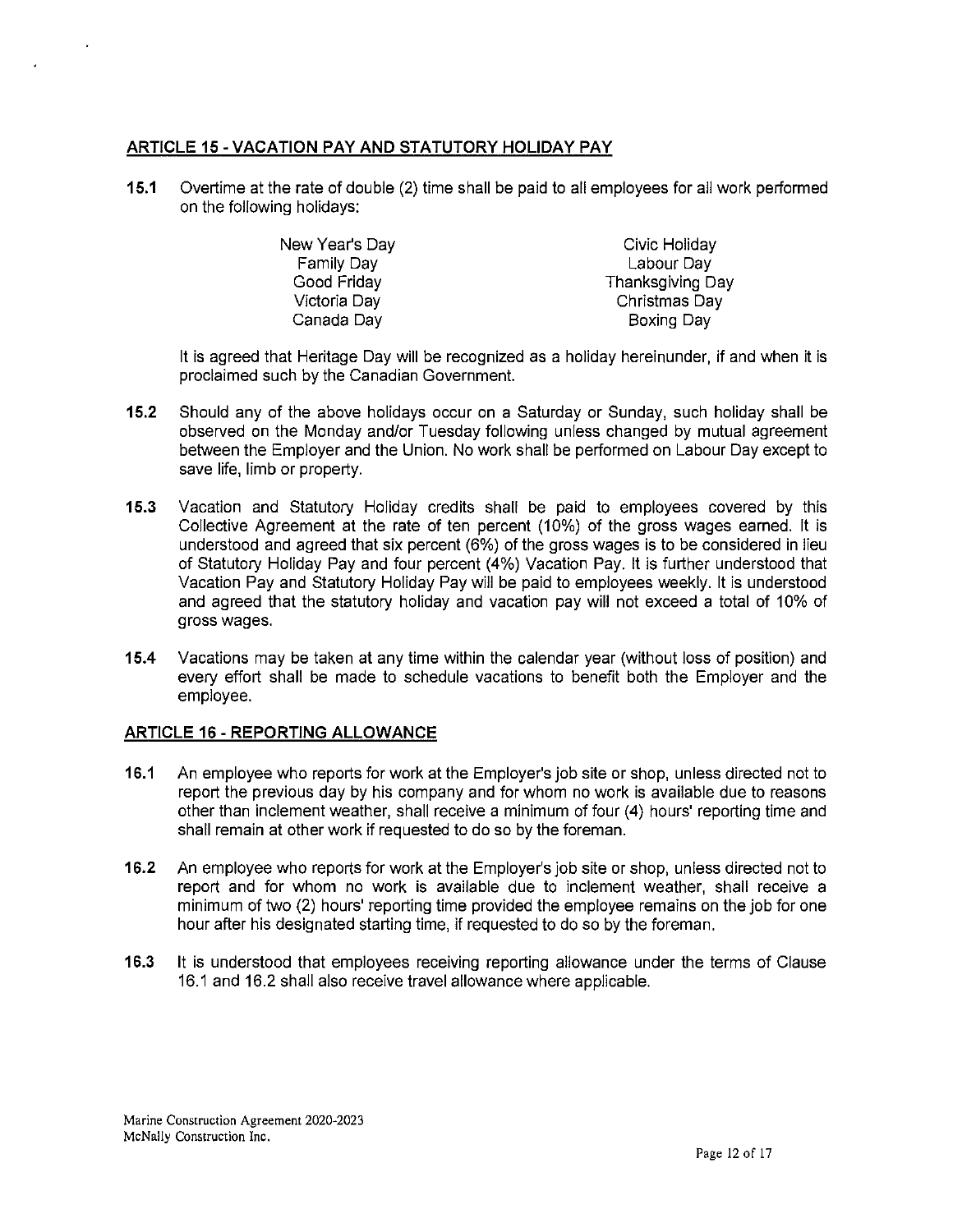## ARTICLE 15 - VACATION PAY AND STATUTORY HOLIDAY PAY

**15.1** Overtime at the rate of double (2) time shall be paid to all employees for all work performed on the following holidays:

| | |
|---|---|
| New Year's Day | Civic Holiday |
| Family Day | Labour Day |
| Good Friday | Thanksgiving Day |
| Victoria Day | Christmas Day |
| Canada Day | Boxing Day |

It is agreed that Heritage Day will be recognized as a holiday hereinunder, if and when it is proclaimed such by the Canadian Government.

**15.2** Should any of the above holidays occur on a Saturday or Sunday, such holiday shall be observed on the Monday and/or Tuesday following unless changed by mutual agreement between the Employer and the Union. No work shall be performed on Labour Day except to save life, limb or property.

**15.3** Vacation and Statutory Holiday credits shall be paid to employees covered by this Collective Agreement at the rate of ten percent (10%) of the gross wages earned. It is understood and agreed that six percent (6%) of the gross wages is to be considered in lieu of Statutory Holiday Pay and four percent (4%) Vacation Pay. It is further understood that Vacation Pay and Statutory Holiday Pay will be paid to employees weekly. It is understood and agreed that the statutory holiday and vacation pay will not exceed a total of 10% of gross wages.

**15.4** Vacations may be taken at any time within the calendar year (without loss of position) and every effort shall be made to schedule vacations to benefit both the Employer and the employee.

## ARTICLE 16 - REPORTING ALLOWANCE

**16.1** An employee who reports for work at the Employer's job site or shop, unless directed not to report the previous day by his company and for whom no work is available due to reasons other than inclement weather, shall receive a minimum of four (4) hours' reporting time and shall remain at other work if requested to do so by the foreman.

**16.2** An employee who reports for work at the Employer's job site or shop, unless directed not to report and for whom no work is available due to inclement weather, shall receive a minimum of two (2) hours' reporting time provided the employee remains on the job for one hour after his designated starting time, if requested to do so by the foreman.

**16.3** It is understood that employees receiving reporting allowance under the terms of Clause 16.1 and 16.2 shall also receive travel allowance where applicable.

Marine Construction Agreement 2020-2023
McNally Construction Inc.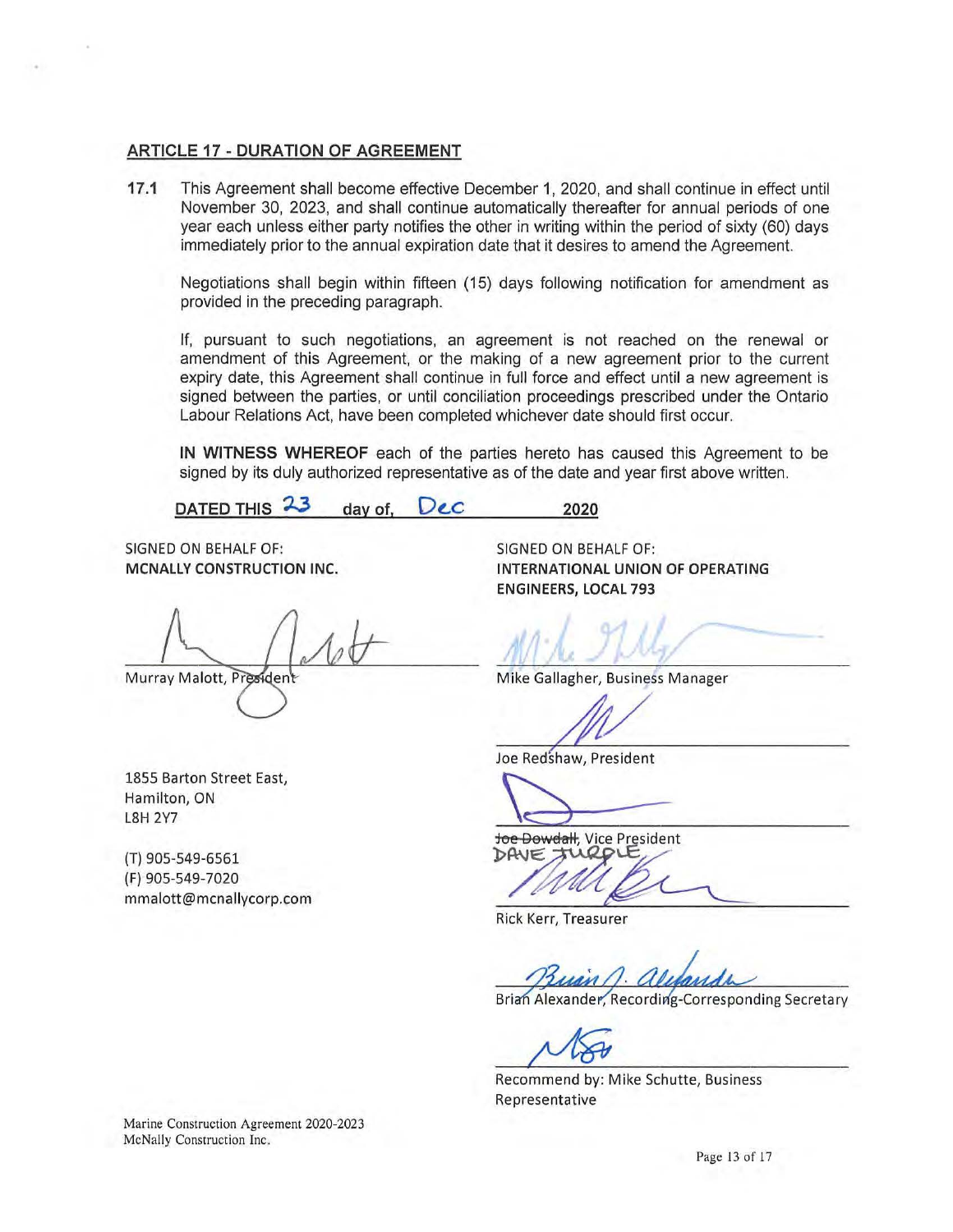## ARTICLE 17 - DURATION OF AGREEMENT

**17.1** This Agreement shall become effective December 1, 2020, and shall continue in effect until November 30, 2023, and shall continue automatically thereafter for annual periods of one year each unless either party notifies the other in writing within the period of sixty (60) days immediately prior to the annual expiration date that it desires to amend the Agreement.

Negotiations shall begin within fifteen (15) days following notification for amendment as provided in the preceding paragraph.

If, pursuant to such negotiations, an agreement is not reached on the renewal or amendment of this Agreement, or the making of a new agreement prior to the current expiry date, this Agreement shall continue in full force and effect until a new agreement is signed between the parties, or until conciliation proceedings prescribed under the Ontario Labour Relations Act, have been completed whichever date should first occur.

**IN WITNESS WHEREOF** each of the parties hereto has caused this Agreement to be signed by its duly authorized representative as of the date and year first above written.

**DATED THIS** 23 **day of,** Dec **2020**

SIGNED ON BEHALF OF:
**MCNALLY CONSTRUCTION INC.**

Murray Malott, President

1855 Barton Street East,
Hamilton, ON
L8H 2Y7

(T) 905-549-6561
(F) 905-549-7020
mmalott@mcnallycorp.com

SIGNED ON BEHALF OF:
**INTERNATIONAL UNION OF OPERATING ENGINEERS, LOCAL 793**

Mike Gallagher, Business Manager

Joe Redshaw, President

~~Joe Dowdall~~, Vice President
DAVE TURPLE

Rick Kerr, Treasurer

Brian Alexander, Recording-Corresponding Secretary

Recommend by: Mike Schutte, Business Representative

Marine Construction Agreement 2020-2023
McNally Construction Inc.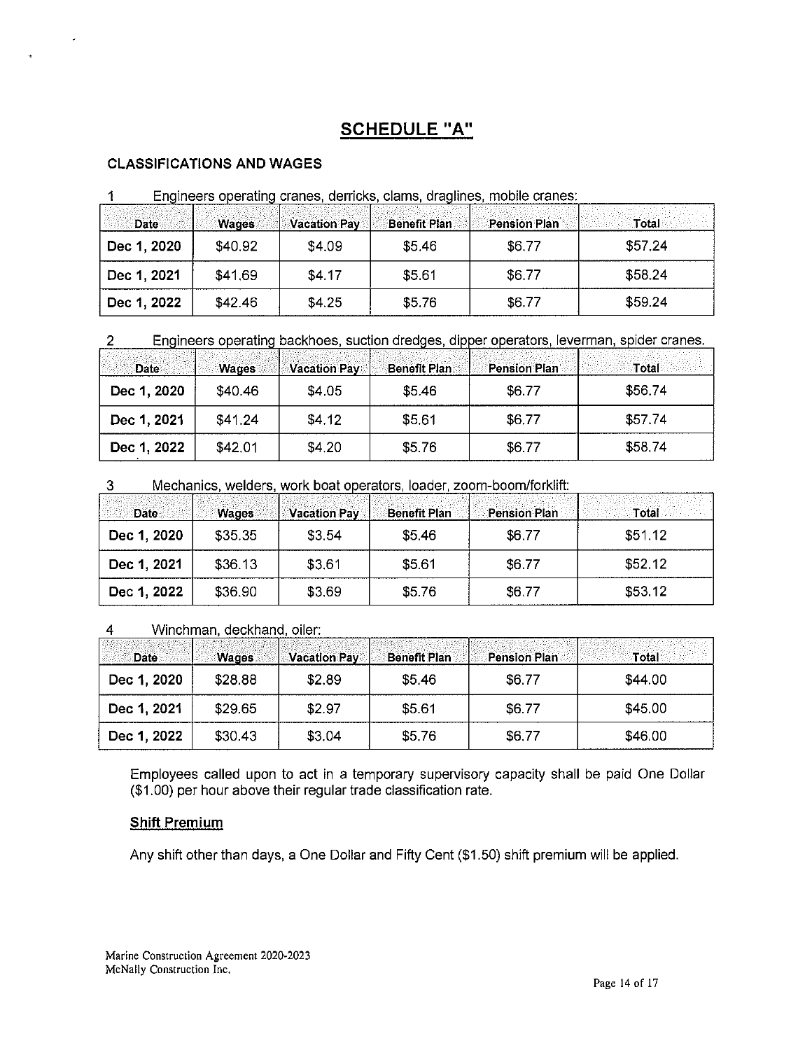# SCHEDULE "A"

### CLASSIFICATIONS AND WAGES

1 Engineers operating cranes, derricks, clams, draglines, mobile cranes:

| Date | Wages | Vacation Pay | Benefit Plan | Pension Plan | Total |
|---|---|---|---|---|---|
| Dec 1, 2020 | $40.92 | $4.09 | $5.46 | $6.77 | $57.24 |
| Dec 1, 2021 | $41.69 | $4.17 | $5.61 | $6.77 | $58.24 |
| Dec 1, 2022 | $42.46 | $4.25 | $5.76 | $6.77 | $59.24 |

2 Engineers operating backhoes, suction dredges, dipper operators, leverman, spider cranes.

| Date | Wages | Vacation Pay | Benefit Plan | Pension Plan | Total |
|---|---|---|---|---|---|
| Dec 1, 2020 | $40.46 | $4.05 | $5.46 | $6.77 | $56.74 |
| Dec 1, 2021 | $41.24 | $4.12 | $5.61 | $6.77 | $57.74 |
| Dec 1, 2022 | $42.01 | $4.20 | $5.76 | $6.77 | $58.74 |

3 Mechanics, welders, work boat operators, loader, zoom-boom/forklift:

| Date | Wages | Vacation Pay | Benefit Plan | Pension Plan | Total |
|---|---|---|---|---|---|
| Dec 1, 2020 | $35.35 | $3.54 | $5.46 | $6.77 | $51.12 |
| Dec 1, 2021 | $36.13 | $3.61 | $5.61 | $6.77 | $52.12 |
| Dec 1, 2022 | $36.90 | $3.69 | $5.76 | $6.77 | $53.12 |

4 Winchman, deckhand, oiler:

| Date | Wages | Vacation Pay | Benefit Plan | Pension Plan | Total |
|---|---|---|---|---|---|
| Dec 1, 2020 | $28.88 | $2.89 | $5.46 | $6.77 | $44.00 |
| Dec 1, 2021 | $29.65 | $2.97 | $5.61 | $6.77 | $45.00 |
| Dec 1, 2022 | $30.43 | $3.04 | $5.76 | $6.77 | $46.00 |

Employees called upon to act in a temporary supervisory capacity shall be paid One Dollar ($1.00) per hour above their regular trade classification rate.

**Shift Premium**

Any shift other than days, a One Dollar and Fifty Cent ($1.50) shift premium will be applied.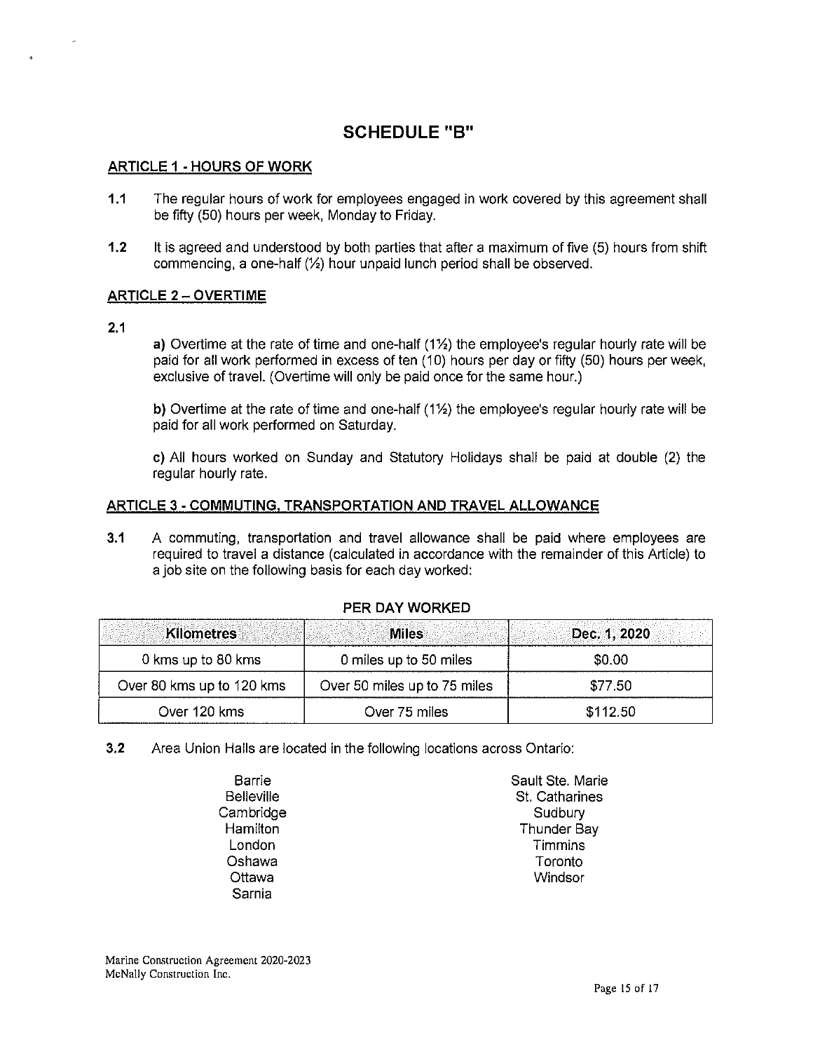# SCHEDULE "B"

## ARTICLE 1 - HOURS OF WORK

**1.1** The regular hours of work for employees engaged in work covered by this agreement shall be fifty (50) hours per week, Monday to Friday.

**1.2** It is agreed and understood by both parties that after a maximum of five (5) hours from shift commencing, a one-half (½) hour unpaid lunch period shall be observed.

## ARTICLE 2 – OVERTIME

**2.1**

**a)** Overtime at the rate of time and one-half (1½) the employee's regular hourly rate will be paid for all work performed in excess of ten (10) hours per day or fifty (50) hours per week, exclusive of travel. (Overtime will only be paid once for the same hour.)

**b)** Overtime at the rate of time and one-half (1½) the employee's regular hourly rate will be paid for all work performed on Saturday.

**c)** All hours worked on Sunday and Statutory Holidays shall be paid at double (2) the regular hourly rate.

## ARTICLE 3 - COMMUTING, TRANSPORTATION AND TRAVEL ALLOWANCE

**3.1** A commuting, transportation and travel allowance shall be paid where employees are required to travel a distance (calculated in accordance with the remainder of this Article) to a job site on the following basis for each day worked:

**PER DAY WORKED**

| Kilometres | Miles | Dec. 1, 2020 |
|---|---|---|
| 0 kms up to 80 kms | 0 miles up to 50 miles | $0.00 |
| Over 80 kms up to 120 kms | Over 50 miles up to 75 miles | $77.50 |
| Over 120 kms | Over 75 miles | $112.50 |

**3.2** Area Union Halls are located in the following locations across Ontario:

- Barrie
- Belleville
- Cambridge
- Hamilton
- London
- Oshawa
- Ottawa
- Sarnia
- Sault Ste. Marie
- St. Catharines
- Sudbury
- Thunder Bay
- Timmins
- Toronto
- Windsor

Marine Construction Agreement 2020-2023
McNally Construction Inc.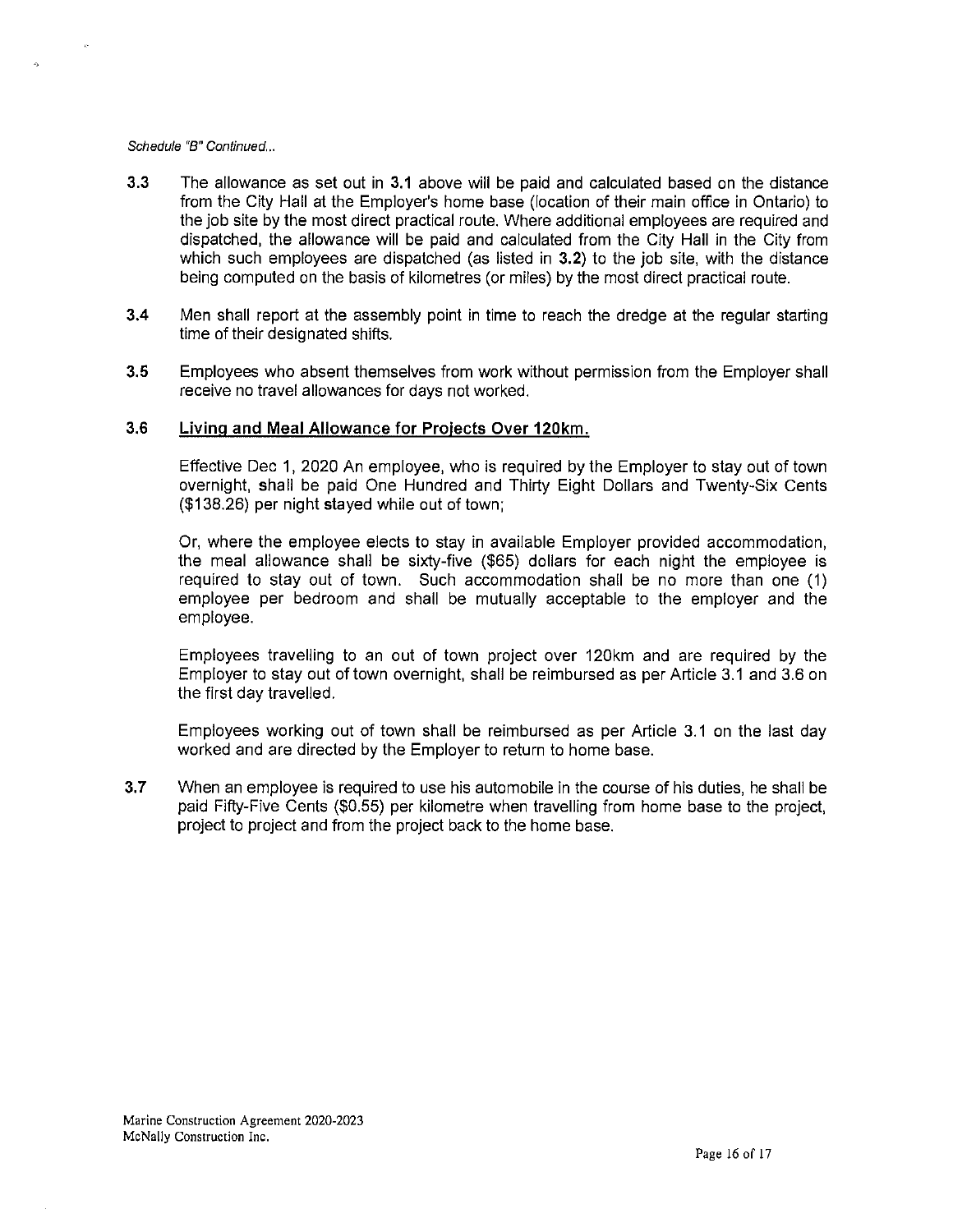*Schedule "B" Continued...*

**3.3** The allowance as set out in **3.1** above will be paid and calculated based on the distance from the City Hall at the Employer's home base (location of their main office in Ontario) to the job site by the most direct practical route. Where additional employees are required and dispatched, the allowance will be paid and calculated from the City Hall in the City from which such employees are dispatched (as listed in **3.2**) to the job site, with the distance being computed on the basis of kilometres (or miles) by the most direct practical route.

**3.4** Men shall report at the assembly point in time to reach the dredge at the regular starting time of their designated shifts.

**3.5** Employees who absent themselves from work without permission from the Employer shall receive no travel allowances for days not worked.

**3.6** **Living and Meal Allowance for Projects Over 120km.**

Effective Dec 1, 2020 An employee, who is required by the Employer to stay out of town overnight, shall be paid One Hundred and Thirty Eight Dollars and Twenty-Six Cents ($138.26) per night stayed while out of town;

Or, where the employee elects to stay in available Employer provided accommodation, the meal allowance shall be sixty-five ($65) dollars for each night the employee is required to stay out of town. Such accommodation shall be no more than one (1) employee per bedroom and shall be mutually acceptable to the employer and the employee.

Employees travelling to an out of town project over 120km and are required by the Employer to stay out of town overnight, shall be reimbursed as per Article 3.1 and 3.6 on the first day travelled.

Employees working out of town shall be reimbursed as per Article 3.1 on the last day worked and are directed by the Employer to return to home base.

**3.7** When an employee is required to use his automobile in the course of his duties, he shall be paid Fifty-Five Cents ($0.55) per kilometre when travelling from home base to the project, project to project and from the project back to the home base.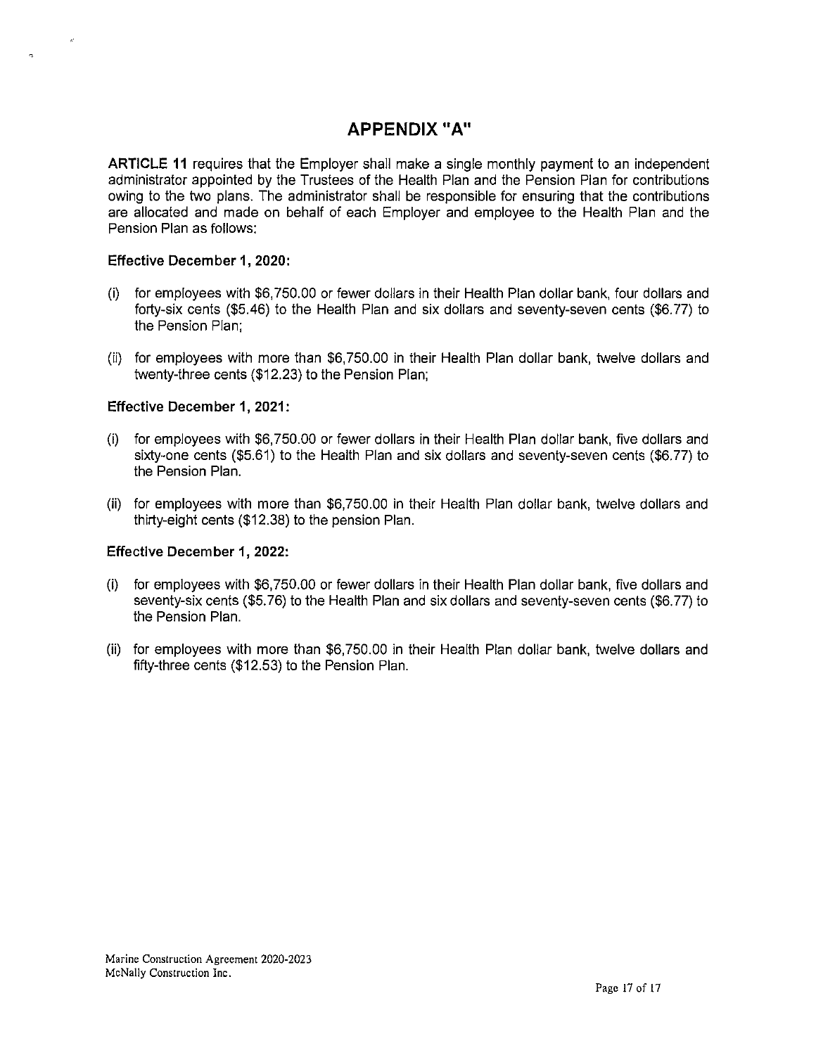# APPENDIX "A"

**ARTICLE 11** requires that the Employer shall make a single monthly payment to an independent administrator appointed by the Trustees of the Health Plan and the Pension Plan for contributions owing to the two plans. The administrator shall be responsible for ensuring that the contributions are allocated and made on behalf of each Employer and employee to the Health Plan and the Pension Plan as follows:

**Effective December 1, 2020:**

(i) for employees with $6,750.00 or fewer dollars in their Health Plan dollar bank, four dollars and forty-six cents ($5.46) to the Health Plan and six dollars and seventy-seven cents ($6.77) to the Pension Plan;

(ii) for employees with more than $6,750.00 in their Health Plan dollar bank, twelve dollars and twenty-three cents ($12.23) to the Pension Plan;

**Effective December 1, 2021:**

(i) for employees with $6,750.00 or fewer dollars in their Health Plan dollar bank, five dollars and sixty-one cents ($5.61) to the Health Plan and six dollars and seventy-seven cents ($6.77) to the Pension Plan.

(ii) for employees with more than $6,750.00 in their Health Plan dollar bank, twelve dollars and thirty-eight cents ($12.38) to the pension Plan.

**Effective December 1, 2022:**

(i) for employees with $6,750.00 or fewer dollars in their Health Plan dollar bank, five dollars and seventy-six cents ($5.76) to the Health Plan and six dollars and seventy-seven cents ($6.77) to the Pension Plan.

(ii) for employees with more than $6,750.00 in their Health Plan dollar bank, twelve dollars and fifty-three cents ($12.53) to the Pension Plan.